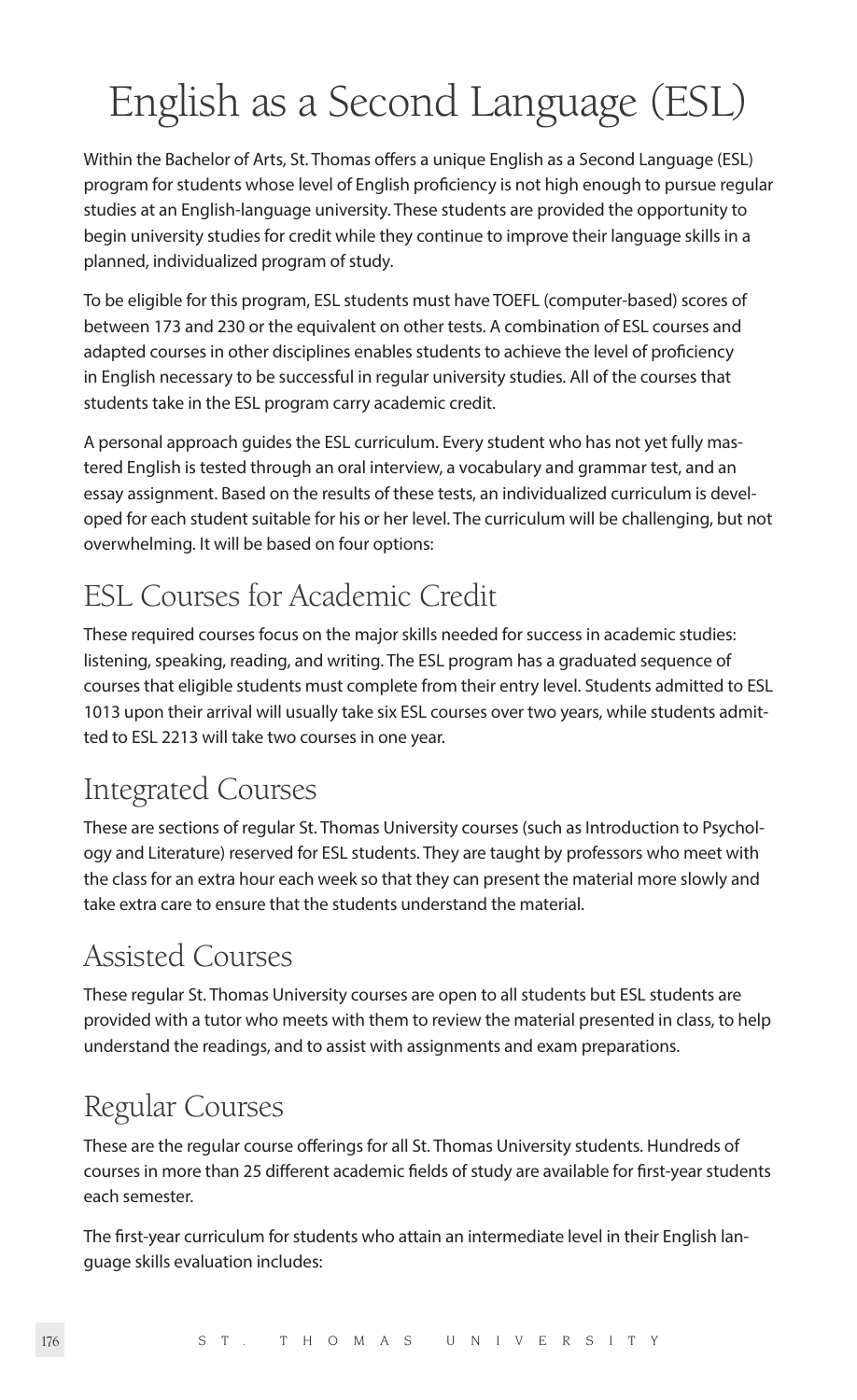# English as a Second Language (ESL)

Within the Bachelor of Arts, St. Thomas offers a unique English as a Second Language (ESL) program for students whose level of English proficiency is not high enough to pursue regular studies at an English-language university. These students are provided the opportunity to begin university studies for credit while they continue to improve their language skills in a planned, individualized program of study.

To be eligible for this program, ESL students must have TOEFL (computer-based) scores of between 173 and 230 or the equivalent on other tests. A combination of ESL courses and adapted courses in other disciplines enables students to achieve the level of proficiency in English necessary to be successful in regular university studies. All of the courses that students take in the ESL program carry academic credit.

A personal approach guides the ESL curriculum. Every student who has not yet fully mastered English is tested through an oral interview, a vocabulary and grammar test, and an essay assignment. Based on the results of these tests, an individualized curriculum is developed for each student suitable for his or her level. The curriculum will be challenging, but not overwhelming. It will be based on four options:

## ESL Courses for Academic Credit

These required courses focus on the major skills needed for success in academic studies: listening, speaking, reading, and writing. The ESL program has a graduated sequence of courses that eligible students must complete from their entry level. Students admitted to ESL 1013 upon their arrival will usually take six ESL courses over two years, while students admitted to ESL 2213 will take two courses in one year.

## Integrated Courses

These are sections of regular St. Thomas University courses (such as Introduction to Psychology and Literature) reserved for ESL students. They are taught by professors who meet with the class for an extra hour each week so that they can present the material more slowly and take extra care to ensure that the students understand the material.

## Assisted Courses

These regular St. Thomas University courses are open to all students but ESL students are provided with a tutor who meets with them to review the material presented in class, to help understand the readings, and to assist with assignments and exam preparations.

## Regular Courses

These are the regular course offerings for all St. Thomas University students. Hundreds of courses in more than 25 different academic fields of study are available for first-year students each semester.

The first-year curriculum for students who attain an intermediate level in their English language skills evaluation includes: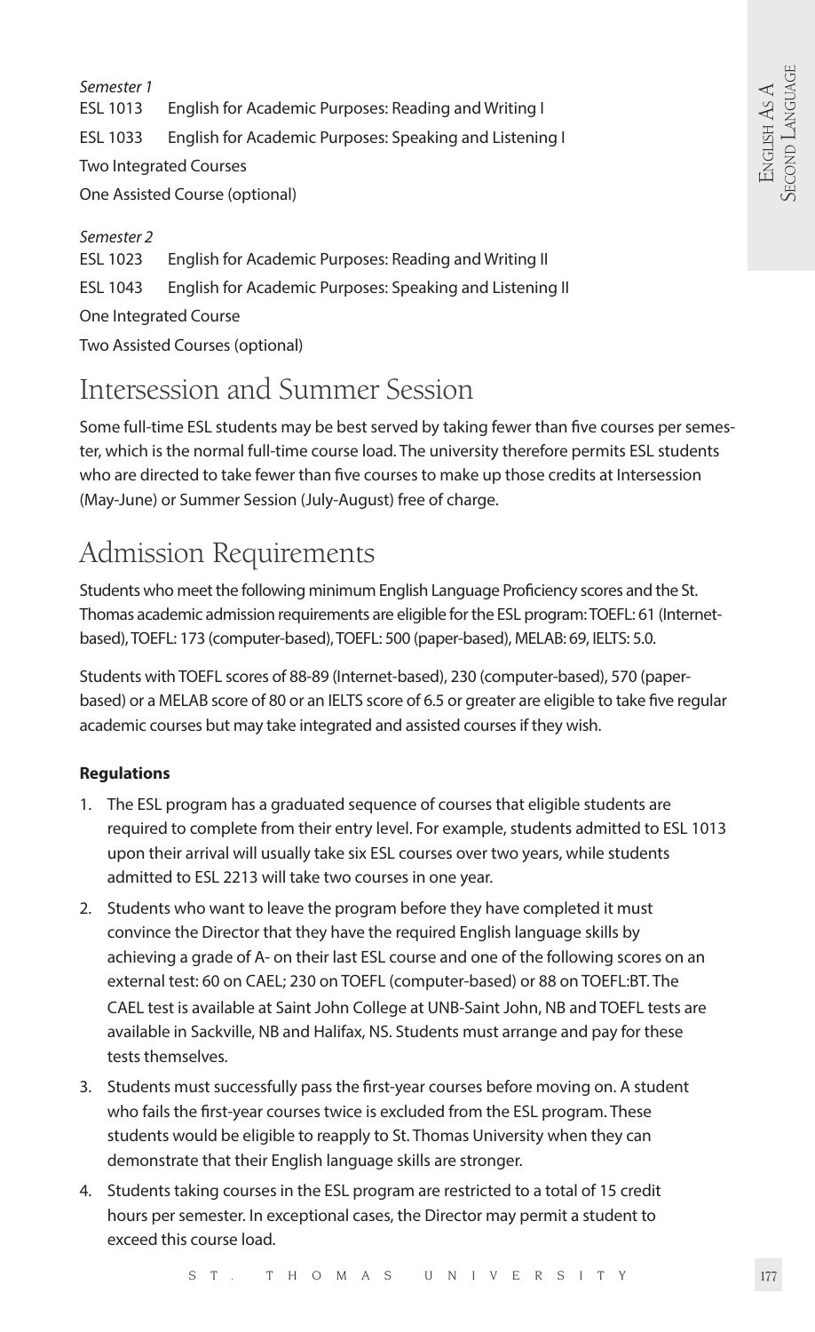*Semester 1*

ESL 1013 English for Academic Purposes: Reading and Writing I

ESL 1033 English for Academic Purposes: Speaking and Listening I

Two Integrated Courses

One Assisted Course (optional)

*Semester 2*

ESL 1023 English for Academic Purposes: Reading and Writing II

ESL 1043 English for Academic Purposes: Speaking and Listening II

One Integrated Course

Two Assisted Courses (optional)

## Intersession and Summer Session

Some full-time ESL students may be best served by taking fewer than five courses per semester, which is the normal full-time course load. The university therefore permits ESL students who are directed to take fewer than five courses to make up those credits at Intersession (May-June) or Summer Session (July-August) free of charge.

## Admission Requirements

Students who meet the following minimum English Language Proficiency scores and the St. Thomas academic admission requirements are eligible for the ESL program: TOEFL: 61 (Internet-based), TOEFL: 173 (computer-based), TOEFL: 500 (paper-based), MELAB: 69, IELTS: 5.0.

Students with TOEFL scores of 88-89 (Internet-based), 230 (computer-based), 570 (paper-based) or a MELAB score of 80 or an IELTS score of 6.5 or greater are eligible to take five regular academic courses but may take integrated and assisted courses if they wish.

**Regulations**

1. The ESL program has a graduated sequence of courses that eligible students are required to complete from their entry level. For example, students admitted to ESL 1013 upon their arrival will usually take six ESL courses over two years, while students admitted to ESL 2213 will take two courses in one year.
2. Students who want to leave the program before they have completed it must convince the Director that they have the required English language skills by achieving a grade of A- on their last ESL course and one of the following scores on an external test: 60 on CAEL; 230 on TOEFL (computer-based) or 88 on TOEFL:BT. The CAEL test is available at Saint John College at UNB-Saint John, NB and TOEFL tests are available in Sackville, NB and Halifax, NS. Students must arrange and pay for these tests themselves.
3. Students must successfully pass the first-year courses before moving on. A student who fails the first-year courses twice is excluded from the ESL program. These students would be eligible to reapply to St. Thomas University when they can demonstrate that their English language skills are stronger.
4. Students taking courses in the ESL program are restricted to a total of 15 credit hours per semester. In exceptional cases, the Director may permit a student to exceed this course load.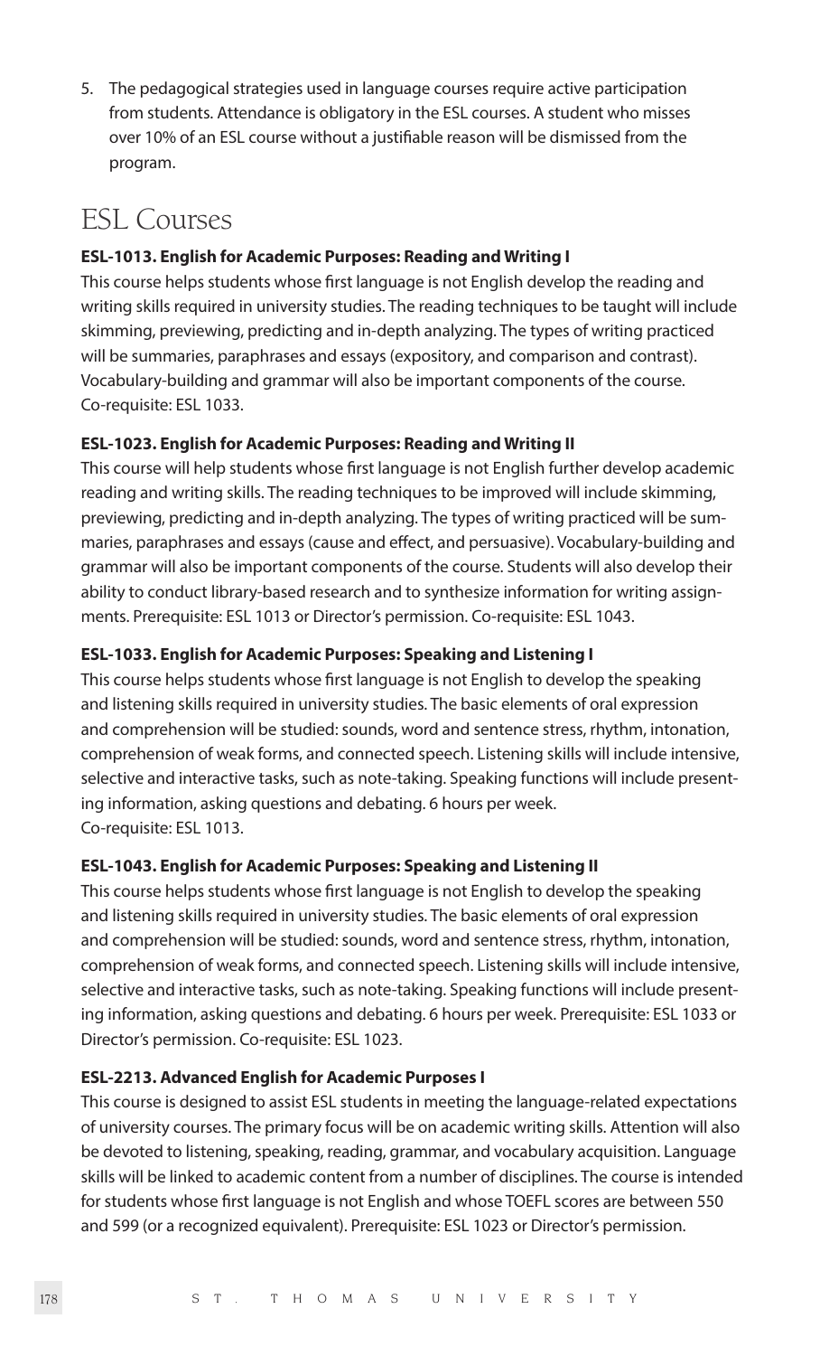5. The pedagogical strategies used in language courses require active participation from students. Attendance is obligatory in the ESL courses. A student who misses over 10% of an ESL course without a justifiable reason will be dismissed from the program.

# ESL Courses

**ESL-1013. English for Academic Purposes: Reading and Writing I**

This course helps students whose first language is not English develop the reading and writing skills required in university studies. The reading techniques to be taught will include skimming, previewing, predicting and in-depth analyzing. The types of writing practiced will be summaries, paraphrases and essays (expository, and comparison and contrast). Vocabulary-building and grammar will also be important components of the course. Co-requisite: ESL 1033.

**ESL-1023. English for Academic Purposes: Reading and Writing II**

This course will help students whose first language is not English further develop academic reading and writing skills. The reading techniques to be improved will include skimming, previewing, predicting and in-depth analyzing. The types of writing practiced will be summaries, paraphrases and essays (cause and effect, and persuasive). Vocabulary-building and grammar will also be important components of the course. Students will also develop their ability to conduct library-based research and to synthesize information for writing assignments. Prerequisite: ESL 1013 or Director's permission. Co-requisite: ESL 1043.

**ESL-1033. English for Academic Purposes: Speaking and Listening I**

This course helps students whose first language is not English to develop the speaking and listening skills required in university studies. The basic elements of oral expression and comprehension will be studied: sounds, word and sentence stress, rhythm, intonation, comprehension of weak forms, and connected speech. Listening skills will include intensive, selective and interactive tasks, such as note-taking. Speaking functions will include presenting information, asking questions and debating. 6 hours per week.
Co-requisite: ESL 1013.

**ESL-1043. English for Academic Purposes: Speaking and Listening II**

This course helps students whose first language is not English to develop the speaking and listening skills required in university studies. The basic elements of oral expression and comprehension will be studied: sounds, word and sentence stress, rhythm, intonation, comprehension of weak forms, and connected speech. Listening skills will include intensive, selective and interactive tasks, such as note-taking. Speaking functions will include presenting information, asking questions and debating. 6 hours per week. Prerequisite: ESL 1033 or Director's permission. Co-requisite: ESL 1023.

**ESL-2213. Advanced English for Academic Purposes I**

This course is designed to assist ESL students in meeting the language-related expectations of university courses. The primary focus will be on academic writing skills. Attention will also be devoted to listening, speaking, reading, grammar, and vocabulary acquisition. Language skills will be linked to academic content from a number of disciplines. The course is intended for students whose first language is not English and whose TOEFL scores are between 550 and 599 (or a recognized equivalent). Prerequisite: ESL 1023 or Director's permission.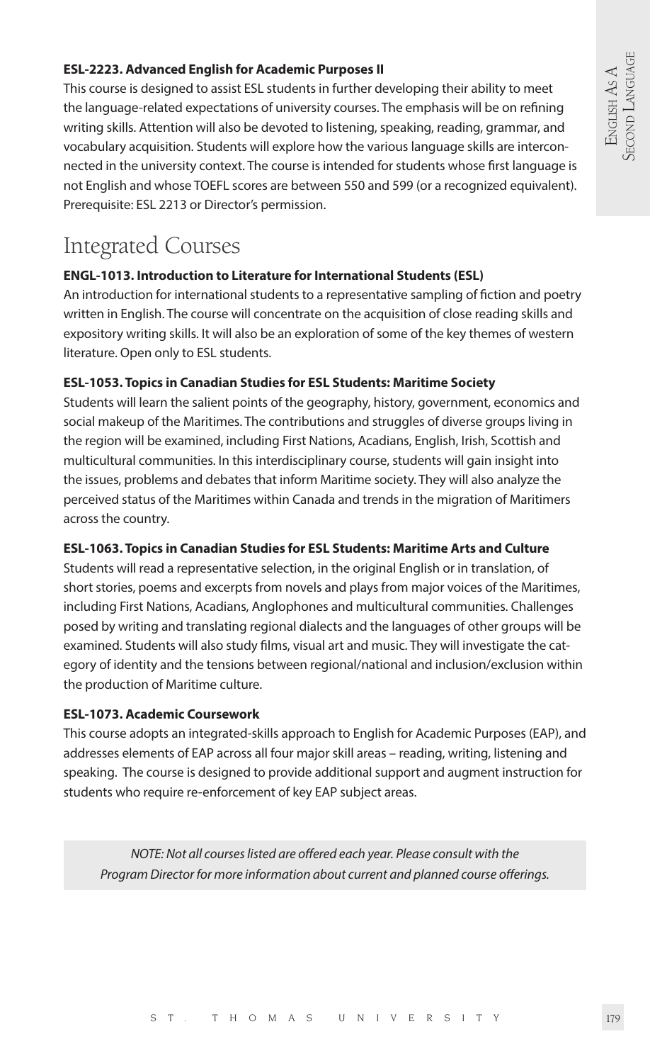**ESL-2223. Advanced English for Academic Purposes II**

This course is designed to assist ESL students in further developing their ability to meet the language-related expectations of university courses. The emphasis will be on refining writing skills. Attention will also be devoted to listening, speaking, reading, grammar, and vocabulary acquisition. Students will explore how the various language skills are interconnected in the university context. The course is intended for students whose first language is not English and whose TOEFL scores are between 550 and 599 (or a recognized equivalent). Prerequisite: ESL 2213 or Director's permission.

## Integrated Courses

**ENGL-1013. Introduction to Literature for International Students (ESL)**

An introduction for international students to a representative sampling of fiction and poetry written in English. The course will concentrate on the acquisition of close reading skills and expository writing skills. It will also be an exploration of some of the key themes of western literature. Open only to ESL students.

**ESL-1053. Topics in Canadian Studies for ESL Students: Maritime Society**

Students will learn the salient points of the geography, history, government, economics and social makeup of the Maritimes. The contributions and struggles of diverse groups living in the region will be examined, including First Nations, Acadians, English, Irish, Scottish and multicultural communities. In this interdisciplinary course, students will gain insight into the issues, problems and debates that inform Maritime society. They will also analyze the perceived status of the Maritimes within Canada and trends in the migration of Maritimers across the country.

**ESL-1063. Topics in Canadian Studies for ESL Students: Maritime Arts and Culture**

Students will read a representative selection, in the original English or in translation, of short stories, poems and excerpts from novels and plays from major voices of the Maritimes, including First Nations, Acadians, Anglophones and multicultural communities. Challenges posed by writing and translating regional dialects and the languages of other groups will be examined. Students will also study films, visual art and music. They will investigate the category of identity and the tensions between regional/national and inclusion/exclusion within the production of Maritime culture.

**ESL-1073. Academic Coursework**

This course adopts an integrated-skills approach to English for Academic Purposes (EAP), and addresses elements of EAP across all four major skill areas – reading, writing, listening and speaking. The course is designed to provide additional support and augment instruction for students who require re-enforcement of key EAP subject areas.

*NOTE: Not all courses listed are offered each year. Please consult with the Program Director for more information about current and planned course offerings.*